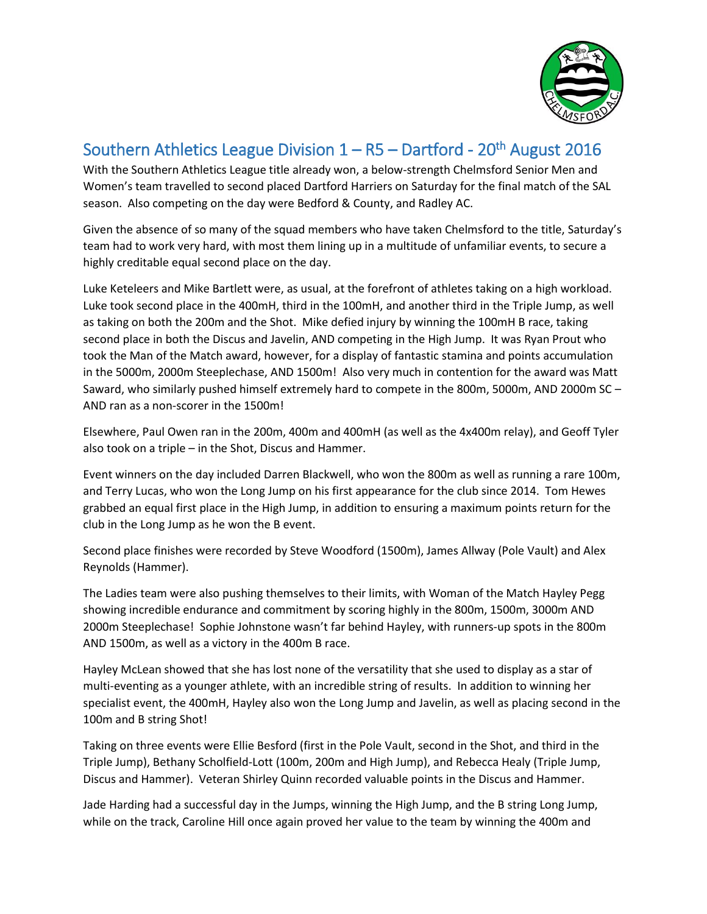# Southern Athletics League Division 1 – R5 – Dartford - 20th August 2016

With the Southern Athletics League title already won, a below-strength Chelmsford Senior Men and Women's team travelled to second placed Dartford Harriers on Saturday for the final match of the SAL season. Also competing on the day were Bedford & County, and Radley AC.

Given the absence of so many of the squad members who have taken Chelmsford to the title, Saturday's team had to work very hard, with most them lining up in a multitude of unfamiliar events, to secure a highly creditable equal second place on the day.

Luke Keteleers and Mike Bartlett were, as usual, at the forefront of athletes taking on a high workload. Luke took second place in the 400mH, third in the 100mH, and another third in the Triple Jump, as well as taking on both the 200m and the Shot. Mike defied injury by winning the 100mH B race, taking second place in both the Discus and Javelin, AND competing in the High Jump. It was Ryan Prout who took the Man of the Match award, however, for a display of fantastic stamina and points accumulation in the 5000m, 2000m Steeplechase, AND 1500m! Also very much in contention for the award was Matt Saward, who similarly pushed himself extremely hard to compete in the 800m, 5000m, AND 2000m SC – AND ran as a non-scorer in the 1500m!

Elsewhere, Paul Owen ran in the 200m, 400m and 400mH (as well as the 4x400m relay), and Geoff Tyler also took on a triple – in the Shot, Discus and Hammer.

Event winners on the day included Darren Blackwell, who won the 800m as well as running a rare 100m, and Terry Lucas, who won the Long Jump on his first appearance for the club since 2014. Tom Hewes grabbed an equal first place in the High Jump, in addition to ensuring a maximum points return for the club in the Long Jump as he won the B event.

Second place finishes were recorded by Steve Woodford (1500m), James Allway (Pole Vault) and Alex Reynolds (Hammer).

The Ladies team were also pushing themselves to their limits, with Woman of the Match Hayley Pegg showing incredible endurance and commitment by scoring highly in the 800m, 1500m, 3000m AND 2000m Steeplechase! Sophie Johnstone wasn't far behind Hayley, with runners-up spots in the 800m AND 1500m, as well as a victory in the 400m B race.

Hayley McLean showed that she has lost none of the versatility that she used to display as a star of multi-eventing as a younger athlete, with an incredible string of results. In addition to winning her specialist event, the 400mH, Hayley also won the Long Jump and Javelin, as well as placing second in the 100m and B string Shot!

Taking on three events were Ellie Besford (first in the Pole Vault, second in the Shot, and third in the Triple Jump), Bethany Scholfield-Lott (100m, 200m and High Jump), and Rebecca Healy (Triple Jump, Discus and Hammer). Veteran Shirley Quinn recorded valuable points in the Discus and Hammer.

Jade Harding had a successful day in the Jumps, winning the High Jump, and the B string Long Jump, while on the track, Caroline Hill once again proved her value to the team by winning the 400m and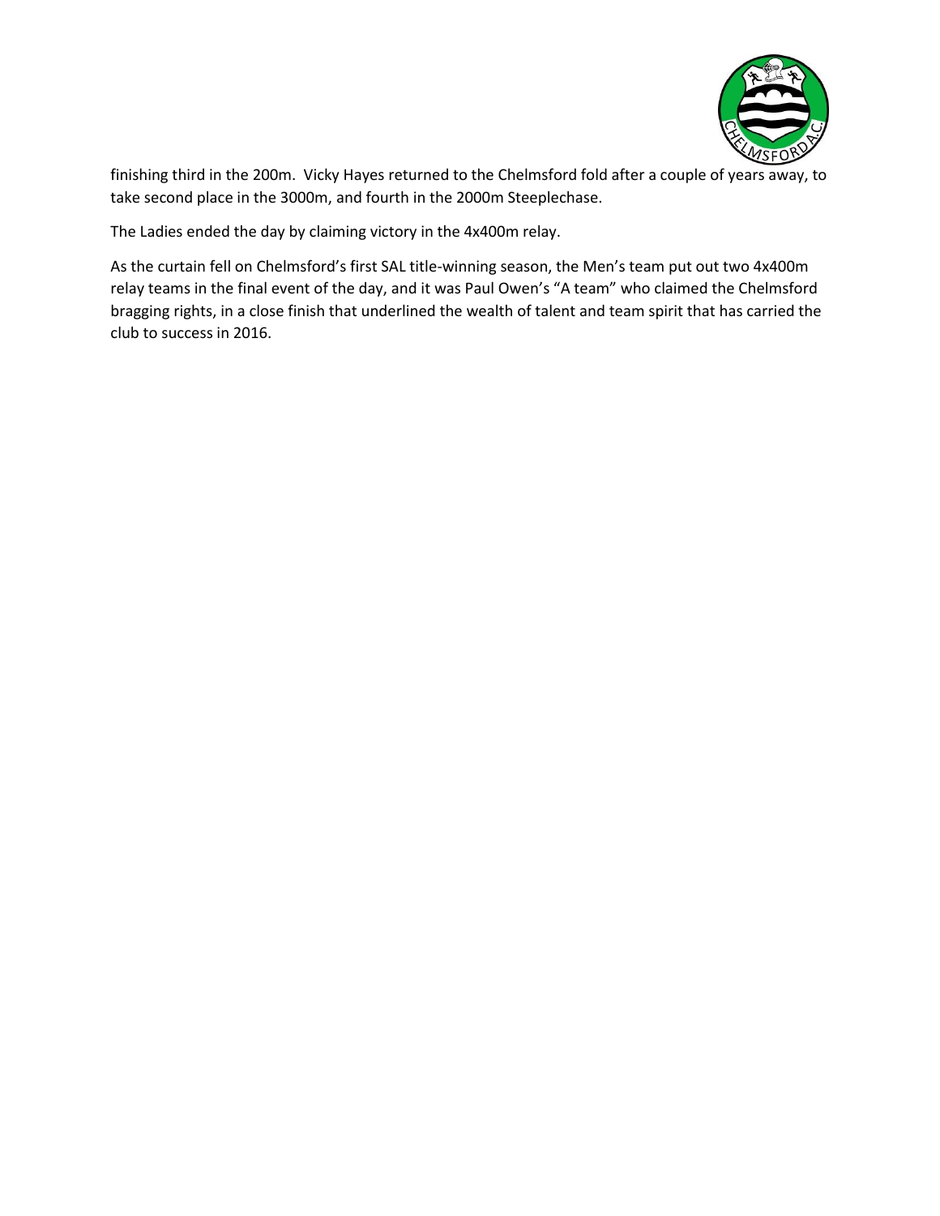finishing third in the 200m. Vicky Hayes returned to the Chelmsford fold after a couple of years away, to take second place in the 3000m, and fourth in the 2000m Steeplechase.

The Ladies ended the day by claiming victory in the 4x400m relay.

As the curtain fell on Chelmsford's first SAL title-winning season, the Men's team put out two 4x400m relay teams in the final event of the day, and it was Paul Owen's "A team" who claimed the Chelmsford bragging rights, in a close finish that underlined the wealth of talent and team spirit that has carried the club to success in 2016.